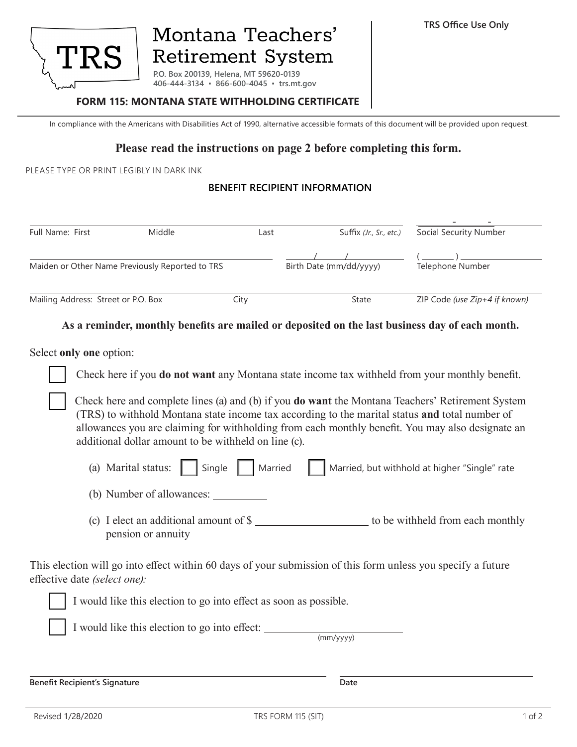# Montana Teachers' Retirement System

P.O. Box 200139, Helena, MT 59620-0139
406-444-3134 ▪ 866-600-4045 ▪ trs.mt.gov

TRS Office Use Only

## FORM 115: MONTANA STATE WITHHOLDING CERTIFICATE

In compliance with the Americans with Disabilities Act of 1990, alternative accessible formats of this document will be provided upon request.

**Please read the instructions on page 2 before completing this form.**

PLEASE TYPE OR PRINT LEGIBLY IN DARK INK

### BENEFIT RECIPIENT INFORMATION

Full Name: First ______ Middle ______ Last ______ Suffix *(Jr., Sr., etc.)* ______

Social Security Number ______ - ______ - ______

Maiden or Other Name Previously Reported to TRS ______

Birth Date (mm/dd/yyyy) ____ / ____ / ______

Telephone Number ( ______ ) ______

Mailing Address: Street or P.O. Box ______ City ______ State ______ ZIP Code *(use Zip+4 if known)* ______

**As a reminder, monthly benefits are mailed or deposited on the last business day of each month.**

Select **only one** option:

☐ Check here if you **do not want** any Montana state income tax withheld from your monthly benefit.

☐ Check here and complete lines (a) and (b) if you **do want** the Montana Teachers' Retirement System (TRS) to withhold Montana state income tax according to the marital status **and** total number of allowances you are claiming for withholding from each monthly benefit. You may also designate an additional dollar amount to be withheld on line (c).

(a) Marital status: ☐ Single ☐ Married ☐ Married, but withhold at higher "Single" rate

(b) Number of allowances: ______

(c) I elect an additional amount of $ ______ to be withheld from each monthly pension or annuity

This election will go into effect within 60 days of your submission of this form unless you specify a future effective date *(select one):*

☐ I would like this election to go into effect as soon as possible.

☐ I would like this election to go into effect: ______ (mm/yyyy)

**Benefit Recipient's Signature** ______ **Date** ______

Revised 1/28/2020 TRS FORM 115 (SIT)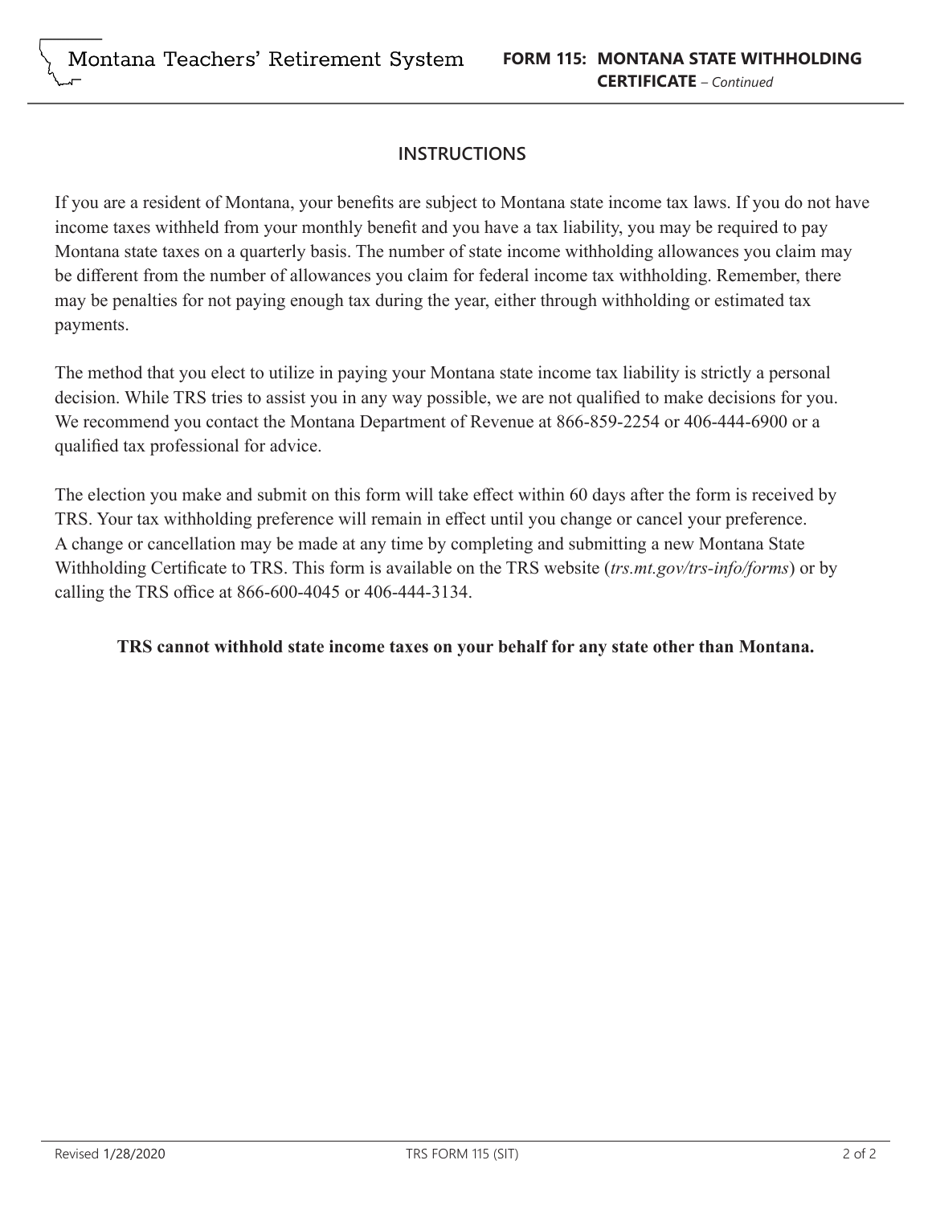## INSTRUCTIONS

If you are a resident of Montana, your benefits are subject to Montana state income tax laws. If you do not have income taxes withheld from your monthly benefit and you have a tax liability, you may be required to pay Montana state taxes on a quarterly basis. The number of state income withholding allowances you claim may be different from the number of allowances you claim for federal income tax withholding. Remember, there may be penalties for not paying enough tax during the year, either through withholding or estimated tax payments.

The method that you elect to utilize in paying your Montana state income tax liability is strictly a personal decision. While TRS tries to assist you in any way possible, we are not qualified to make decisions for you. We recommend you contact the Montana Department of Revenue at 866-859-2254 or 406-444-6900 or a qualified tax professional for advice.

The election you make and submit on this form will take effect within 60 days after the form is received by TRS. Your tax withholding preference will remain in effect until you change or cancel your preference. A change or cancellation may be made at any time by completing and submitting a new Montana State Withholding Certificate to TRS. This form is available on the TRS website (*trs.mt.gov/trs-info/forms*) or by calling the TRS office at 866-600-4045 or 406-444-3134.

**TRS cannot withhold state income taxes on your behalf for any state other than Montana.**